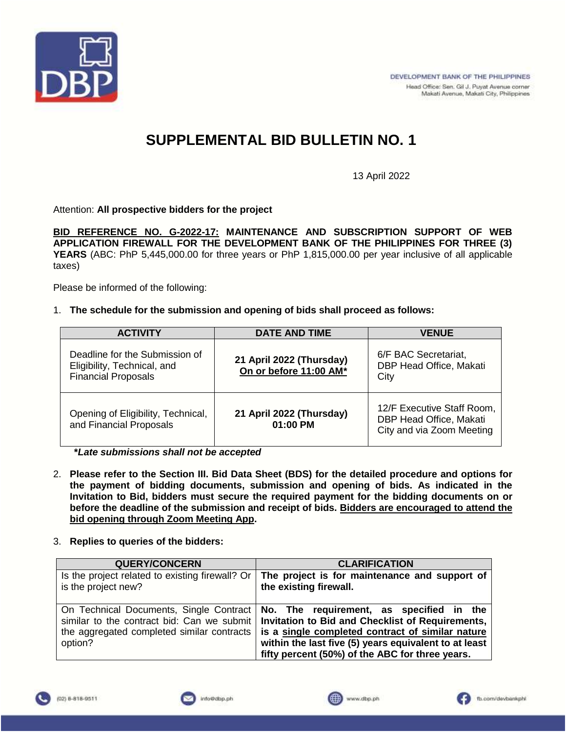DEVELOPMENT BANK OF THE PHILIPPINES
Head Office: Sen. Gil J. Puyat Avenue corner Makati Avenue, Makati City, Philippines

# SUPPLEMENTAL BID BULLETIN NO. 1

13 April 2022

Attention: **All prospective bidders for the project**

**<u>BID REFERENCE NO. G-2022-17:</u> MAINTENANCE AND SUBSCRIPTION SUPPORT OF WEB APPLICATION FIREWALL FOR THE DEVELOPMENT BANK OF THE PHILIPPINES FOR THREE (3) YEARS** (ABC: PhP 5,445,000.00 for three years or PhP 1,815,000.00 per year inclusive of all applicable taxes)

Please be informed of the following:

1. **The schedule for the submission and opening of bids shall proceed as follows:**

| ACTIVITY | DATE AND TIME | VENUE |
|---|---|---|
| Deadline for the Submission of Eligibility, Technical, and Financial Proposals | **21 April 2022 (Thursday) <u>On or before 11:00 AM*</u>** | 6/F BAC Secretariat, DBP Head Office, Makati City |
| Opening of Eligibility, Technical, and Financial Proposals | **21 April 2022 (Thursday) 01:00 PM** | 12/F Executive Staff Room, DBP Head Office, Makati City and via Zoom Meeting |

***Late submissions shall not be accepted***

2. **Please refer to the Section III. Bid Data Sheet (BDS) for the detailed procedure and options for the payment of bidding documents, submission and opening of bids. As indicated in the Invitation to Bid, bidders must secure the required payment for the bidding documents on or before the deadline of the submission and receipt of bids. <u>Bidders are encouraged to attend the bid opening through Zoom Meeting App</u>.**

3. **Replies to queries of the bidders:**

| QUERY/CONCERN | CLARIFICATION |
|---|---|
| Is the project related to existing firewall? Or is the project new? | **The project is for maintenance and support of the existing firewall.** |
| On Technical Documents, Single Contract similar to the contract bid: Can we submit the aggregated completed similar contracts option? | **No. The requirement, as specified in the Invitation to Bid and Checklist of Requirements, is a <u>single completed contract of similar nature</u> within the last five (5) years equivalent to at least fifty percent (50%) of the ABC for three years.** |

(02) 8-818-9511 | info@dbp.ph | www.dbp.ph | fb.com/devbankphl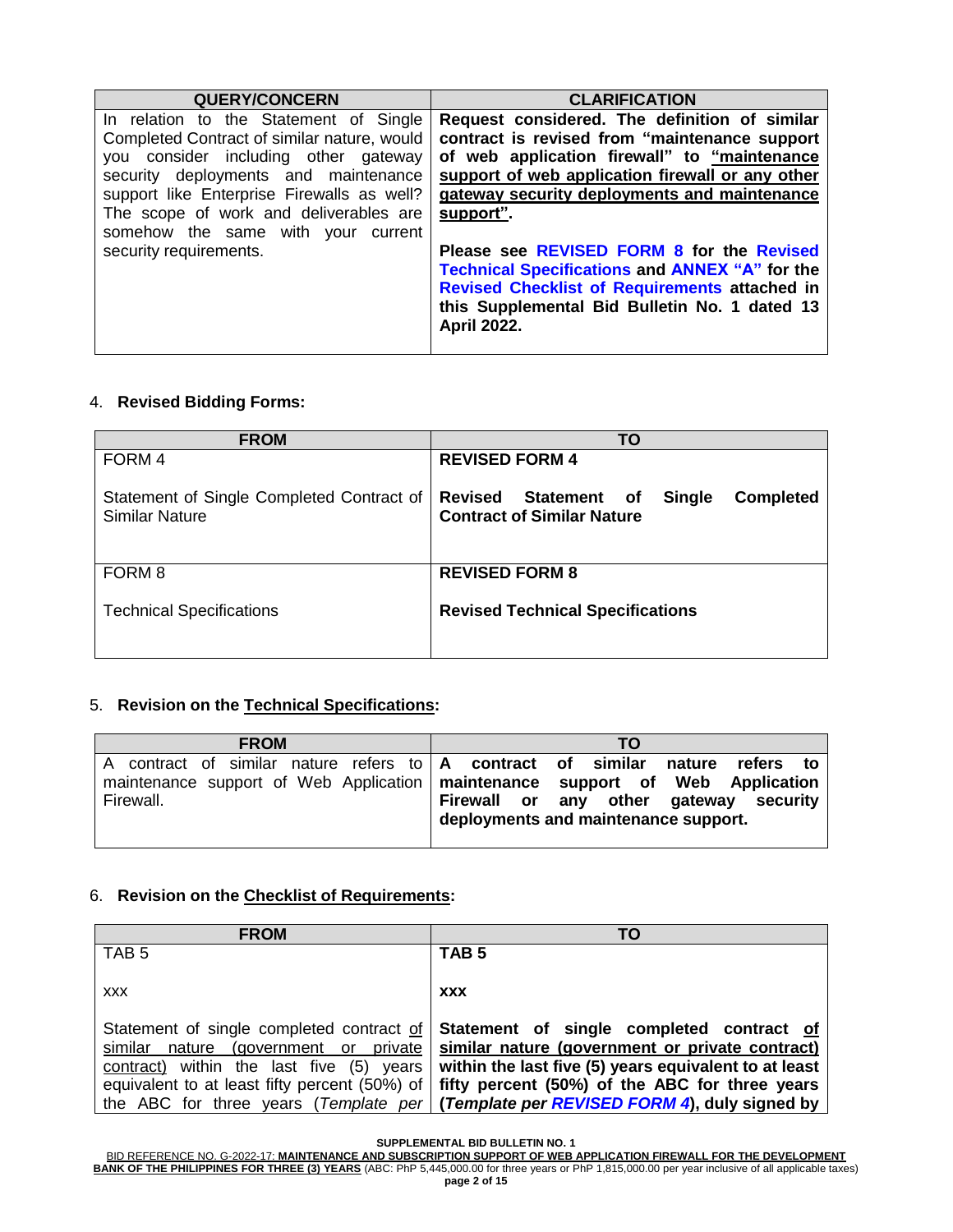| QUERY/CONCERN | CLARIFICATION |
|---|---|
| In relation to the Statement of Single Completed Contract of similar nature, would you consider including other gateway security deployments and maintenance support like Enterprise Firewalls as well? The scope of work and deliverables are somehow the same with your current security requirements. | **Request considered. The definition of similar contract is revised from "maintenance support of web application firewall" to "maintenance support of web application firewall or any other gateway security deployments and maintenance support".**<br><br>**Please see REVISED FORM 8 for the Revised Technical Specifications and ANNEX "A" for the Revised Checklist of Requirements attached in this Supplemental Bid Bulletin No. 1 dated 13 April 2022.** |

4. **Revised Bidding Forms:**

| FROM | TO |
|---|---|
| FORM 4<br><br>Statement of Single Completed Contract of Similar Nature | **REVISED FORM 4**<br><br>**Revised Statement of Single Completed Contract of Similar Nature** |
| FORM 8<br><br>Technical Specifications | **REVISED FORM 8**<br><br>**Revised Technical Specifications** |

5. **Revision on the Technical Specifications:**

| FROM | TO |
|---|---|
| A contract of similar nature refers to maintenance support of Web Application Firewall. | **A contract of similar nature refers to maintenance support of Web Application Firewall or any other gateway security deployments and maintenance support.** |

6. **Revision on the Checklist of Requirements:**

| FROM | TO |
|---|---|
| TAB 5<br><br>xxx<br><br>Statement of single completed contract of similar nature (government or private contract) within the last five (5) years equivalent to at least fifty percent (50%) of the ABC for three years (*Template per* | **TAB 5**<br><br>**xxx**<br><br>**Statement of single completed contract of similar nature (government or private contract) within the last five (5) years equivalent to at least fifty percent (50%) of the ABC for three years (*Template per REVISED FORM 4*), duly signed by** |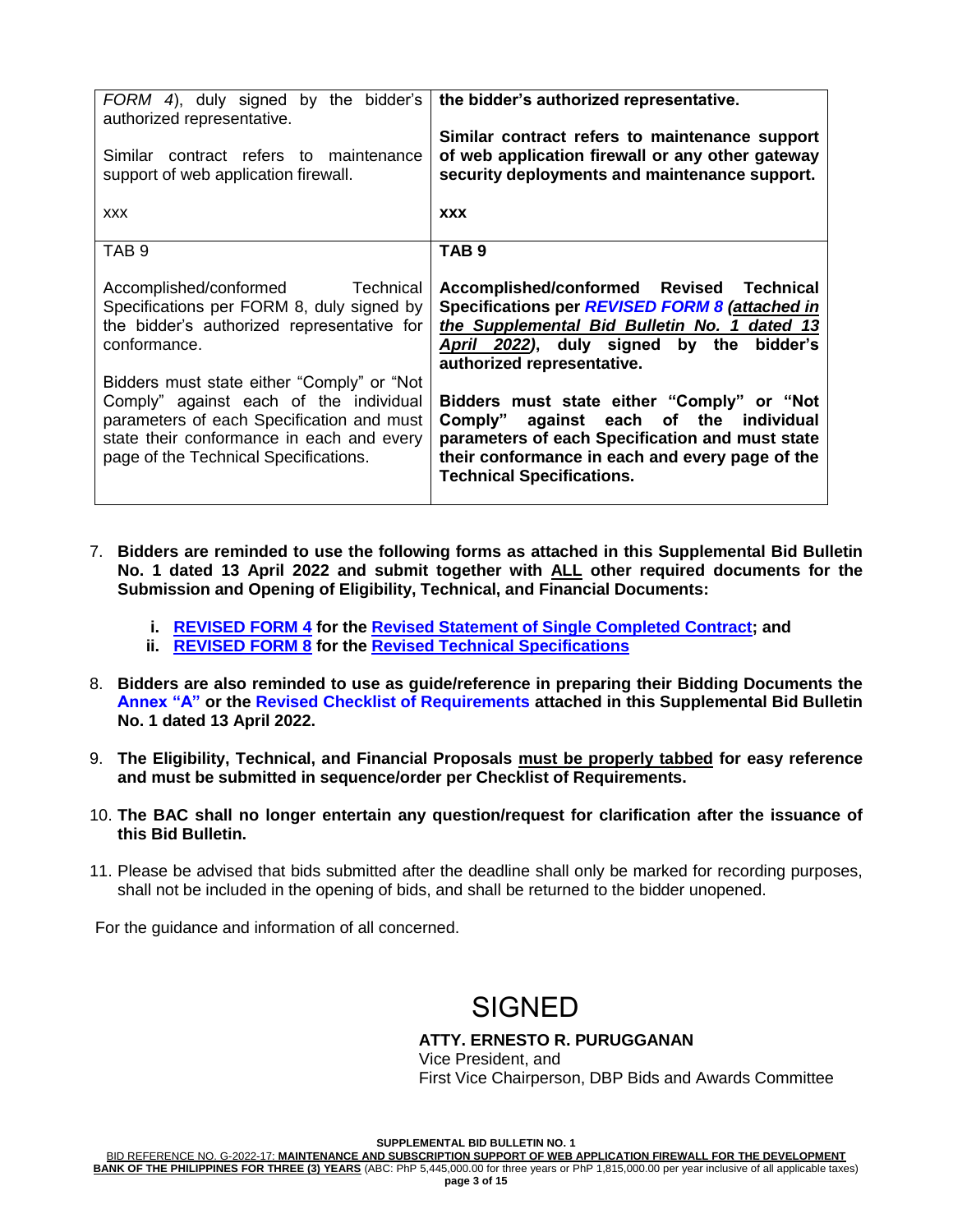| | |
|---|---|
| *FORM 4*), duly signed by the bidder's authorized representative.<br><br>Similar contract refers to maintenance support of web application firewall.<br><br>xxx | **the bidder's authorized representative.**<br><br>**Similar contract refers to maintenance support of web application firewall or any other gateway security deployments and maintenance support.**<br><br>**xxx** |
| TAB 9<br><br>Accomplished/conformed Technical Specifications per FORM 8, duly signed by the bidder's authorized representative for conformance.<br><br>Bidders must state either "Comply" or "Not Comply" against each of the individual parameters of each Specification and must state their conformance in each and every page of the Technical Specifications. | **TAB 9**<br><br>**Accomplished/conformed Revised Technical Specifications per *REVISED FORM 8* (*attached in the Supplemental Bid Bulletin No. 1 dated 13 April 2022*), duly signed by the bidder's authorized representative.**<br><br>**Bidders must state either "Comply" or "Not Comply" against each of the individual parameters of each Specification and must state their conformance in each and every page of the Technical Specifications.** |

7. **Bidders are reminded to use the following forms as attached in this Supplemental Bid Bulletin No. 1 dated 13 April 2022 and submit together with ALL other required documents for the Submission and Opening of Eligibility, Technical, and Financial Documents:**

   i. **REVISED FORM 4 for the Revised Statement of Single Completed Contract; and**
   ii. **REVISED FORM 8 for the Revised Technical Specifications**

8. **Bidders are also reminded to use as guide/reference in preparing their Bidding Documents the Annex "A" or the Revised Checklist of Requirements attached in this Supplemental Bid Bulletin No. 1 dated 13 April 2022.**

9. **The Eligibility, Technical, and Financial Proposals must be properly tabbed for easy reference and must be submitted in sequence/order per Checklist of Requirements.**

10. **The BAC shall no longer entertain any question/request for clarification after the issuance of this Bid Bulletin.**

11. Please be advised that bids submitted after the deadline shall only be marked for recording purposes, shall not be included in the opening of bids, and shall be returned to the bidder unopened.

For the guidance and information of all concerned.

SIGNED

**ATTY. ERNESTO R. PURUGGANAN**
Vice President, and
First Vice Chairperson, DBP Bids and Awards Committee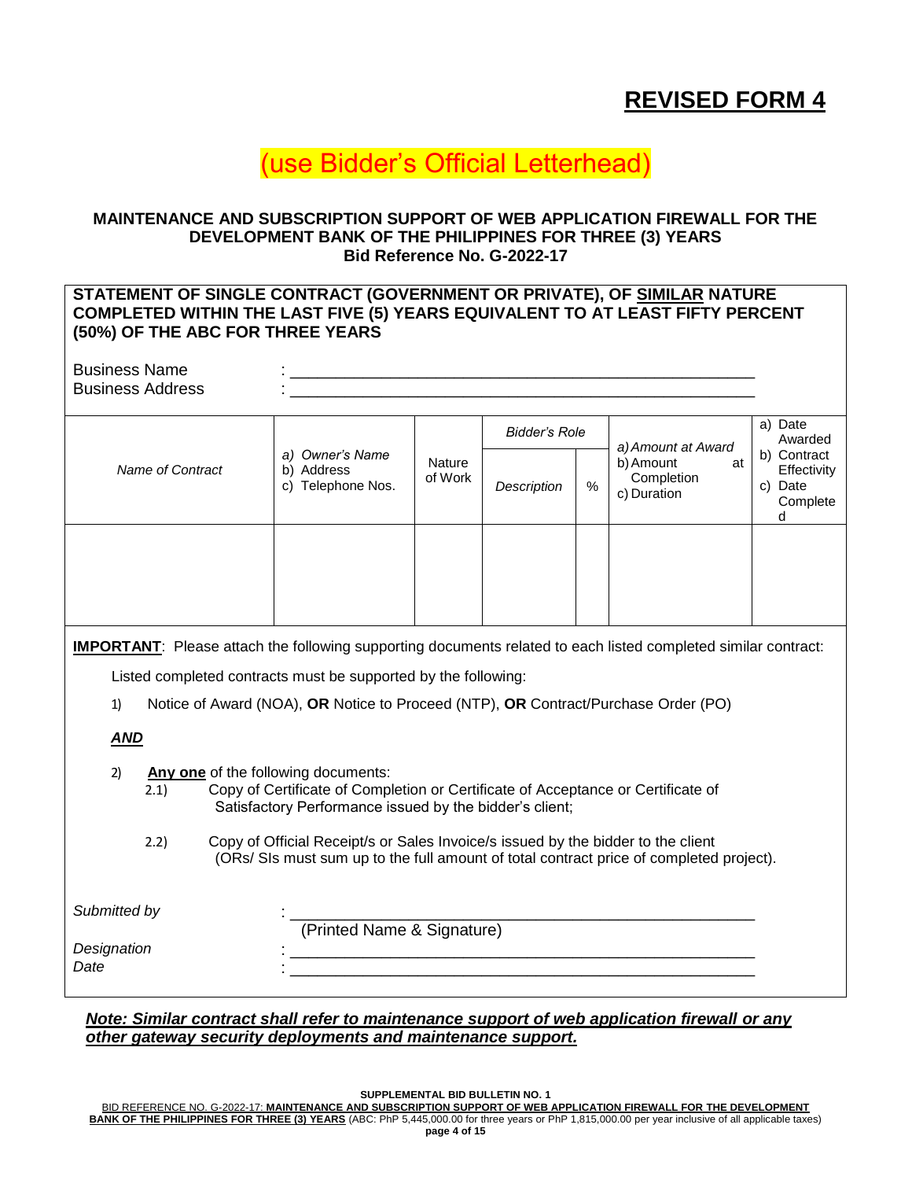# REVISED FORM 4

## (use Bidder's Official Letterhead)

**MAINTENANCE AND SUBSCRIPTION SUPPORT OF WEB APPLICATION FIREWALL FOR THE DEVELOPMENT BANK OF THE PHILIPPINES FOR THREE (3) YEARS**
**Bid Reference No. G-2022-17**

**STATEMENT OF SINGLE CONTRACT (GOVERNMENT OR PRIVATE), OF SIMILAR NATURE COMPLETED WITHIN THE LAST FIVE (5) YEARS EQUIVALENT TO AT LEAST FIFTY PERCENT (50%) OF THE ABC FOR THREE YEARS**

Business Name : ________________________________________________

Business Address : ________________________________________________

| *Name of Contract* | *a) Owner's Name* b) Address c) Telephone Nos. | Nature of Work | *Bidder's Role* | | *a) Amount at Award* b) Amount at Completion c) Duration | a) Date Awarded b) Contract Effectivity c) Date Completed |
|---|---|---|---|---|---|---|
| | | | *Description* | % | | |
| | | | | | | |

**IMPORTANT**: Please attach the following supporting documents related to each listed completed similar contract:

Listed completed contracts must be supported by the following:

1) Notice of Award (NOA), **OR** Notice to Proceed (NTP), **OR** Contract/Purchase Order (PO)

***AND***

2) **Any one** of the following documents:
   - 2.1) Copy of Certificate of Completion or Certificate of Acceptance or Certificate of Satisfactory Performance issued by the bidder's client;
   - 2.2) Copy of Official Receipt/s or Sales Invoice/s issued by the bidder to the client (ORs/ SIs must sum up to the full amount of total contract price of completed project).

*Submitted by* : ________________________________________________
(Printed Name & Signature)

*Designation* : ________________________________________________

*Date* : ________________________________________________

***Note: Similar contract shall refer to maintenance support of web application firewall or any other gateway security deployments and maintenance support.***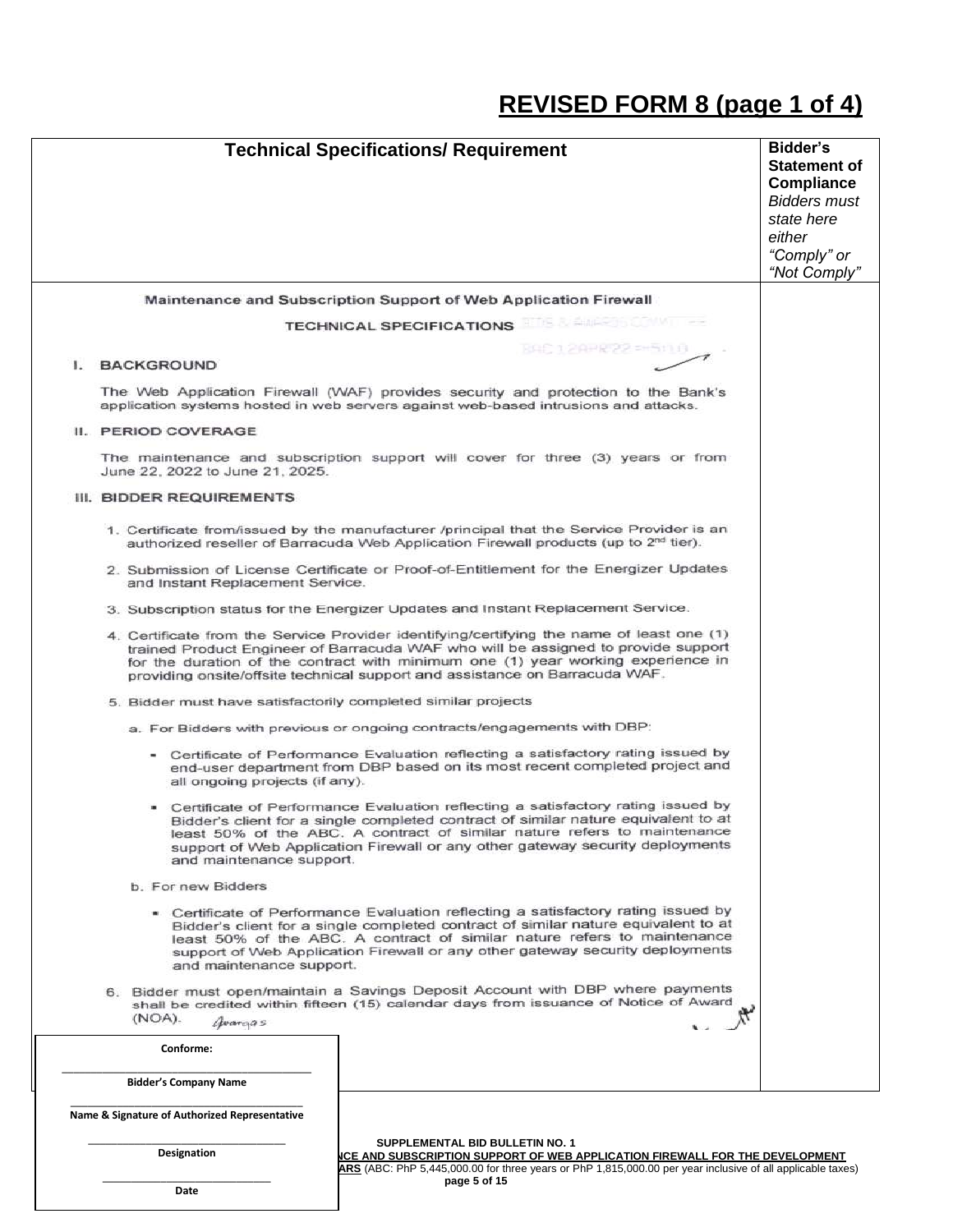# REVISED FORM 8 (page 1 of 4)

| Technical Specifications/ Requirement | Bidder's Statement of Compliance *Bidders must state here either "Comply" or "Not Comply"* |
|---|---|
| **Maintenance and Subscription Support of Web Application Firewall**<br><br>**TECHNICAL SPECIFICATIONS**<br><br>**I. BACKGROUND**<br><br>The Web Application Firewall (WAF) provides security and protection to the Bank's application systems hosted in web servers against web-based intrusions and attacks.<br><br>**II. PERIOD COVERAGE**<br><br>The maintenance and subscription support will cover for three (3) years or from June 22, 2022 to June 21, 2025.<br><br>**III. BIDDER REQUIREMENTS**<br><br>1. Certificate from/issued by the manufacturer /principal that the Service Provider is an authorized reseller of Barracuda Web Application Firewall products (up to 2nd tier).<br><br>2. Submission of License Certificate or Proof-of-Entitlement for the Energizer Updates and Instant Replacement Service.<br><br>3. Subscription status for the Energizer Updates and Instant Replacement Service.<br><br>4. Certificate from the Service Provider identifying/certifying the name of least one (1) trained Product Engineer of Barracuda WAF who will be assigned to provide support for the duration of the contract with minimum one (1) year working experience in providing onsite/offsite technical support and assistance on Barracuda WAF.<br><br>5. Bidder must have satisfactorily completed similar projects<br><br>a. For Bidders with previous or ongoing contracts/engagements with DBP:<br><br>- Certificate of Performance Evaluation reflecting a satisfactory rating issued by end-user department from DBP based on its most recent completed project and all ongoing projects (if any).<br><br>- Certificate of Performance Evaluation reflecting a satisfactory rating issued by Bidder's client for a single completed contract of similar nature equivalent to at least 50% of the ABC. A contract of similar nature refers to maintenance support of Web Application Firewall or any other gateway security deployments and maintenance support.<br><br>b. For new Bidders<br><br>- Certificate of Performance Evaluation reflecting a satisfactory rating issued by Bidder's client for a single completed contract of similar nature equivalent to at least 50% of the ABC. A contract of similar nature refers to maintenance support of Web Application Firewall or any other gateway security deployments and maintenance support.<br><br>6. Bidder must open/maintain a Savings Deposit Account with DBP where payments shall be credited within fifteen (15) calendar days from issuance of Notice of Award (NOA). | |

**Conforme:**

\_\_\_\_\_\_\_\_\_\_\_\_\_\_\_\_\_\_\_\_\_\_\_\_\_\_\_\_\_\_
**Bidder's Company Name**

\_\_\_\_\_\_\_\_\_\_\_\_\_\_\_\_\_\_\_\_\_\_\_\_\_\_\_\_\_\_
**Name & Signature of Authorized Representative**

\_\_\_\_\_\_\_\_\_\_\_\_\_\_\_\_\_\_\_\_\_\_\_\_\_\_\_\_\_\_
**Designation**

\_\_\_\_\_\_\_\_\_\_\_\_\_\_\_\_\_\_\_\_\_\_\_\_\_\_\_\_\_\_
**Date**

**SUPPLEMENTAL BID BULLETIN NO. 1**
**...NCE AND SUBSCRIPTION SUPPORT OF WEB APPLICATION FIREWALL FOR THE DEVELOPMENT ...ARS** (ABC: PhP 5,445,000.00 for three years or PhP 1,815,000.00 per year inclusive of all applicable taxes)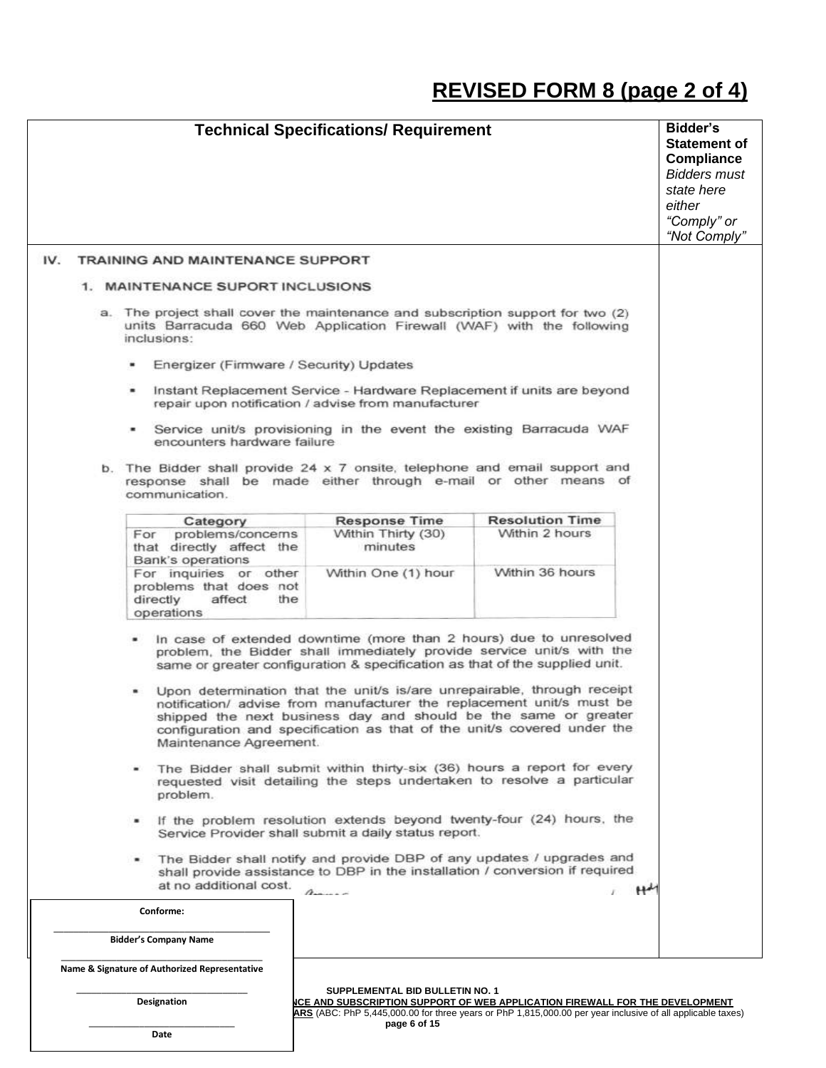# REVISED FORM 8 (page 2 of 4)

| Technical Specifications/ Requirement | Bidder's Statement of Compliance *Bidders must state here either "Comply" or "Not Comply"* |
|---|---|

## IV. TRAINING AND MAINTENANCE SUPPORT

### 1. MAINTENANCE SUPORT INCLUSIONS

a. The project shall cover the maintenance and subscription support for two (2) units Barracuda 660 Web Application Firewall (WAF) with the following inclusions:

- Energizer (Firmware / Security) Updates
- Instant Replacement Service - Hardware Replacement if units are beyond repair upon notification / advise from manufacturer
- Service unit/s provisioning in the event the existing Barracuda WAF encounters hardware failure

b. The Bidder shall provide 24 x 7 onsite, telephone and email support and response shall be made either through e-mail or other means of communication.

| Category | Response Time | Resolution Time |
|---|---|---|
| For problems/concerns that directly affect the Bank's operations | Within Thirty (30) minutes | Within 2 hours |
| For inquiries or other problems that does not directly affect the operations | Within One (1) hour | Within 36 hours |

- In case of extended downtime (more than 2 hours) due to unresolved problem, the Bidder shall immediately provide service unit/s with the same or greater configuration & specification as that of the supplied unit.
- Upon determination that the unit/s is/are unrepairable, through receipt notification/ advise from manufacturer the replacement unit/s must be shipped the next business day and should be the same or greater configuration and specification as that of the unit/s covered under the Maintenance Agreement.
- The Bidder shall submit within thirty-six (36) hours a report for every requested visit detailing the steps undertaken to resolve a particular problem.
- If the problem resolution extends beyond twenty-four (24) hours, the Service Provider shall submit a daily status report.
- The Bidder shall notify and provide DBP of any updates / upgrades and shall provide assistance to DBP in the installation / conversion if required at no additional cost.

Conforme:

\_\_\_\_\_\_\_\_\_\_\_\_\_\_\_\_\_\_\_\_\_\_\_\_\_\_\_\_\_\_
Bidder's Company Name

\_\_\_\_\_\_\_\_\_\_\_\_\_\_\_\_\_\_\_\_\_\_\_\_\_\_\_\_\_\_
Name & Signature of Authorized Representative

\_\_\_\_\_\_\_\_\_\_\_\_\_\_\_\_\_\_\_\_\_\_\_\_\_\_\_\_\_\_
Designation

\_\_\_\_\_\_\_\_\_\_\_\_\_\_\_\_\_\_\_\_\_\_\_\_\_\_\_\_\_\_
Date

SUPPLEMENTAL BID BULLETIN NO. 1
**...NCE AND SUBSCRIPTION SUPPORT OF WEB APPLICATION FIREWALL FOR THE DEVELOPMENT ...ARS** (ABC: PhP 5,445,000.00 for three years or PhP 1,815,000.00 per year inclusive of all applicable taxes)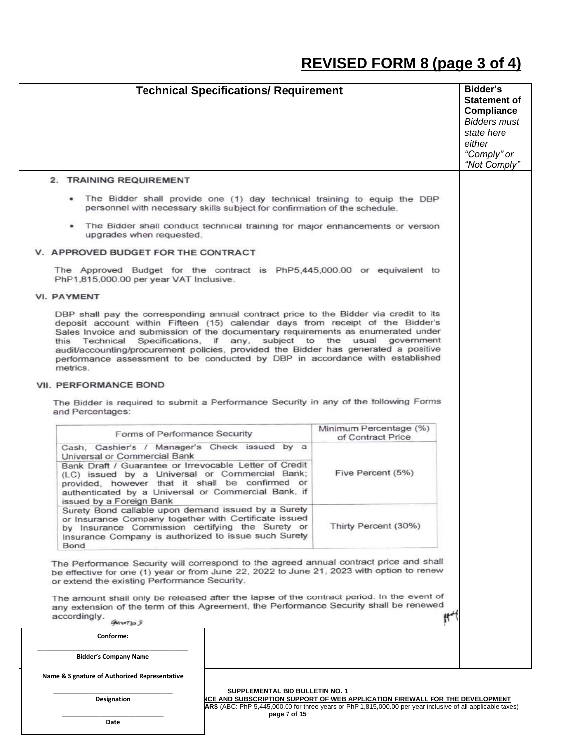# REVISED FORM 8 (page 3 of 4)

| Technical Specifications/ Requirement | Bidder's Statement of Compliance *Bidders must state here either "Comply" or "Not Comply"* |
|---|---|
| | |

## 2. TRAINING REQUIREMENT

- The Bidder shall provide one (1) day technical training to equip the DBP personnel with necessary skills subject for confirmation of the schedule.
- The Bidder shall conduct technical training for major enhancements or version upgrades when requested.

## V. APPROVED BUDGET FOR THE CONTRACT

The Approved Budget for the contract is PhP5,445,000.00 or equivalent to PhP1,815,000.00 per year VAT Inclusive.

## VI. PAYMENT

DBP shall pay the corresponding annual contract price to the Bidder via credit to its deposit account within Fifteen (15) calendar days from receipt of the Bidder's Sales Invoice and submission of the documentary requirements as enumerated under this Technical Specifications, if any, subject to the usual government audit/accounting/procurement policies, provided the Bidder has generated a positive performance assessment to be conducted by DBP in accordance with established metrics.

## VII. PERFORMANCE BOND

The Bidder is required to submit a Performance Security in any of the following Forms and Percentages:

| Forms of Performance Security | Minimum Percentage (%) of Contract Price |
|---|---|
| Cash, Cashier's / Manager's Check issued by a Universal or Commercial Bank | Five Percent (5%) |
| Bank Draft / Guarantee or Irrevocable Letter of Credit (LC) issued by a Universal or Commercial Bank; provided, however that it shall be confirmed or authenticated by a Universal or Commercial Bank, if issued by a Foreign Bank | |
| Surety Bond callable upon demand issued by a Surety or Insurance Company together with Certificate issued by Insurance Commission certifying the Surety or Insurance Company is authorized to issue such Surety Bond | Thirty Percent (30%) |

The Performance Security will correspond to the agreed annual contract price and shall be effective for one (1) year or from June 22, 2022 to June 21, 2023 with option to renew or extend the existing Performance Security.

The amount shall only be released after the lapse of the contract period. In the event of any extension of the term of this Agreement, the Performance Security shall be renewed accordingly.

**Conforme:**

_______________________________

**Bidder's Company Name**

_______________________________

**Name & Signature of Authorized Representative**

_______________________________

**Designation**

_______________________________

**Date**

**SUPPLEMENTAL BID BULLETIN NO. 1**

**...NCE AND SUBSCRIPTION SUPPORT OF WEB APPLICATION FIREWALL FOR THE DEVELOPMENT ...ARS** (ABC: PhP 5,445,000.00 for three years or PhP 1,815,000.00 per year inclusive of all applicable taxes)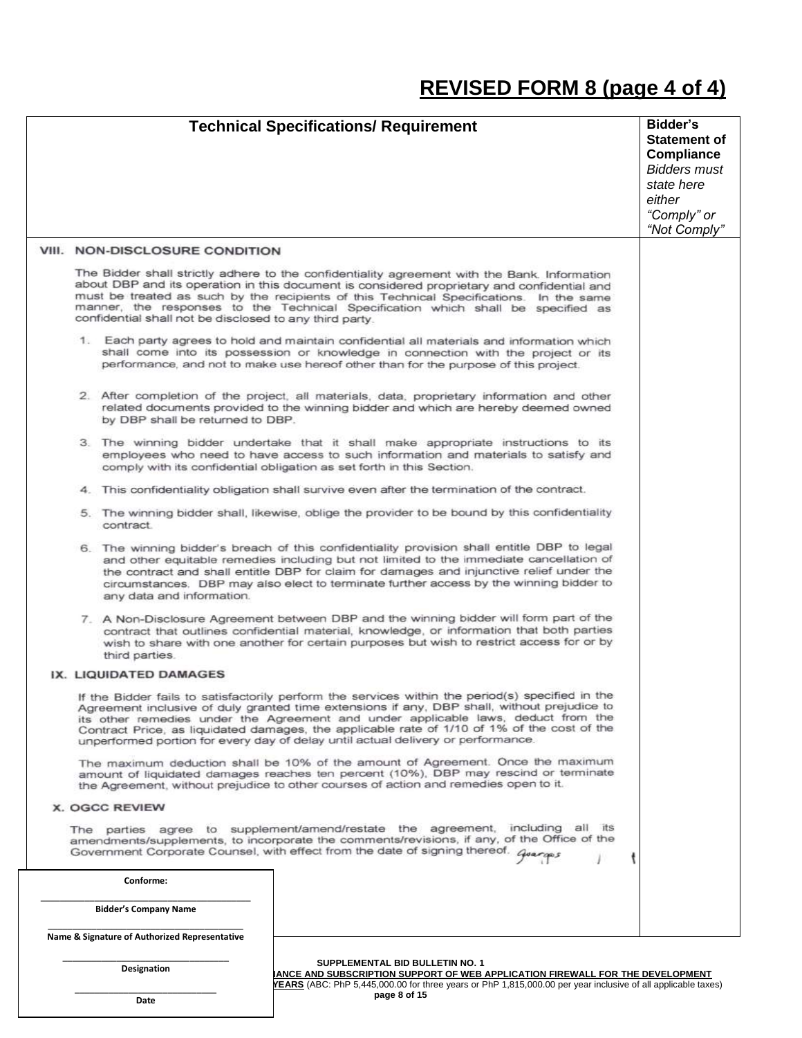# REVISED FORM 8 (page 4 of 4)

| Technical Specifications/ Requirement | Bidder's Statement of Compliance *Bidders must state here either "Comply" or "Not Comply"* |
|---|---|
| **VIII. NON-DISCLOSURE CONDITION**<br><br>The Bidder shall strictly adhere to the confidentiality agreement with the Bank. Information about DBP and its operation in this document is considered proprietary and confidential and must be treated as such by the recipients of this Technical Specifications. In the same manner, the responses to the Technical Specification which shall be specified as confidential shall not be disclosed to any third party.<br><br>1. Each party agrees to hold and maintain confidential all materials and information which shall come into its possession or knowledge in connection with the project or its performance, and not to make use hereof other than for the purpose of this project.<br><br>2. After completion of the project, all materials, data, proprietary information and other related documents provided to the winning bidder and which are hereby deemed owned by DBP shall be returned to DBP.<br><br>3. The winning bidder undertake that it shall make appropriate instructions to its employees who need to have access to such information and materials to satisfy and comply with its confidential obligation as set forth in this Section.<br><br>4. This confidentiality obligation shall survive even after the termination of the contract.<br><br>5. The winning bidder shall, likewise, oblige the provider to be bound by this confidentiality contract.<br><br>6. The winning bidder's breach of this confidentiality provision shall entitle DBP to legal and other equitable remedies including but not limited to the immediate cancellation of the contract and shall entitle DBP for claim for damages and injunctive relief under the circumstances. DBP may also elect to terminate further access by the winning bidder to any data and information.<br><br>7. A Non-Disclosure Agreement between DBP and the winning bidder will form part of the contract that outlines confidential material, knowledge, or information that both parties wish to share with one another for certain purposes but wish to restrict access for or by third parties. | |
| **IX. LIQUIDATED DAMAGES**<br><br>If the Bidder fails to satisfactorily perform the services within the period(s) specified in the Agreement inclusive of duly granted time extensions if any, DBP shall, without prejudice to its other remedies under the Agreement and under applicable laws, deduct from the Contract Price, as liquidated damages, the applicable rate of 1/10 of 1% of the cost of the unperformed portion for every day of delay until actual delivery or performance.<br><br>The maximum deduction shall be 10% of the amount of Agreement. Once the maximum amount of liquidated damages reaches ten percent (10%), DBP may rescind or terminate the Agreement, without prejudice to other courses of action and remedies open to it. | |
| **X. OGCC REVIEW**<br><br>The parties agree to supplement/amend/restate the agreement, including all its amendments/supplements, to incorporate the comments/revisions, if any, of the Office of the Government Corporate Counsel, with effect from the date of signing thereof. | |

**Conforme:**

\_\_\_\_\_\_\_\_\_\_\_\_\_\_\_\_\_\_\_\_\_\_\_\_\_\_\_\_\_\_
**Bidder's Company Name**

\_\_\_\_\_\_\_\_\_\_\_\_\_\_\_\_\_\_\_\_\_\_\_\_\_\_\_\_\_\_
**Name & Signature of Authorized Representative**

\_\_\_\_\_\_\_\_\_\_\_\_\_\_\_\_\_\_\_\_\_\_\_\_\_\_\_\_\_\_
**Designation**

\_\_\_\_\_\_\_\_\_\_\_\_\_\_\_\_\_\_\_\_\_\_\_\_\_\_\_\_\_\_
**Date**

**SUPPLEMENTAL BID BULLETIN NO. 1**
**...IANCE AND SUBSCRIPTION SUPPORT OF WEB APPLICATION FIREWALL FOR THE DEVELOPMENT ...YEARS** (ABC: PhP 5,445,000.00 for three years or PhP 1,815,000.00 per year inclusive of all applicable taxes)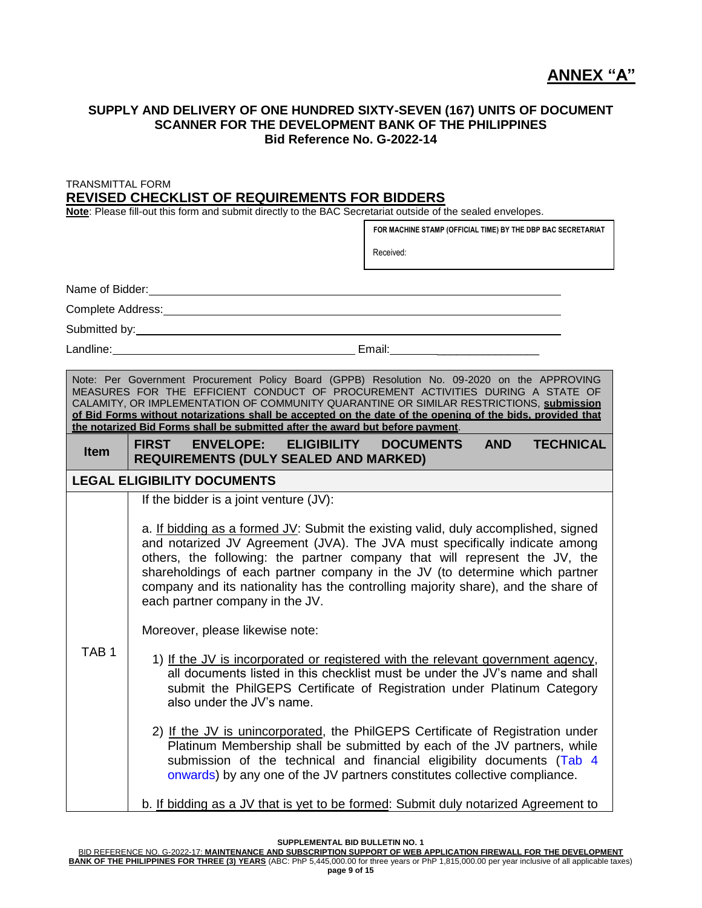# ANNEX "A"

**SUPPLY AND DELIVERY OF ONE HUNDRED SIXTY-SEVEN (167) UNITS OF DOCUMENT SCANNER FOR THE DEVELOPMENT BANK OF THE PHILIPPINES**
**Bid Reference No. G-2022-14**

TRANSMITTAL FORM

## REVISED CHECKLIST OF REQUIREMENTS FOR BIDDERS

**Note**: Please fill-out this form and submit directly to the BAC Secretariat outside of the sealed envelopes.

| FOR MACHINE STAMP (OFFICIAL TIME) BY THE DBP BAC SECRETARIAT |
|---|
| Received: |

Name of Bidder: ____________________

Complete Address: ____________________

Submitted by: ____________________

Landline: ____________________ Email: ____________________

Note: Per Government Procurement Policy Board (GPPB) Resolution No. 09-2020 on the APPROVING MEASURES FOR THE EFFICIENT CONDUCT OF PROCUREMENT ACTIVITIES DURING A STATE OF CALAMITY, OR IMPLEMENTATION OF COMMUNITY QUARANTINE OR SIMILAR RESTRICTIONS, **submission of Bid Forms without notarizations shall be accepted on the date of the opening of the bids, provided that the notarized Bid Forms shall be submitted after the award but before payment**.

| Item | FIRST ENVELOPE: ELIGIBILITY DOCUMENTS AND TECHNICAL REQUIREMENTS (DULY SEALED AND MARKED) |
|---|---|
| **LEGAL ELIGIBILITY DOCUMENTS** | |
| TAB 1 | If the bidder is a joint venture (JV):<br><br>a. If bidding as a formed JV: Submit the existing valid, duly accomplished, signed and notarized JV Agreement (JVA). The JVA must specifically indicate among others, the following: the partner company that will represent the JV, the shareholdings of each partner company in the JV (to determine which partner company and its nationality has the controlling majority share), and the share of each partner company in the JV.<br><br>Moreover, please likewise note:<br><br>1) If the JV is incorporated or registered with the relevant government agency, all documents listed in this checklist must be under the JV's name and shall submit the PhilGEPS Certificate of Registration under Platinum Category also under the JV's name.<br><br>2) If the JV is unincorporated, the PhilGEPS Certificate of Registration under Platinum Membership shall be submitted by each of the JV partners, while submission of the technical and financial eligibility documents (Tab 4 onwards) by any one of the JV partners constitutes collective compliance.<br><br>b. If bidding as a JV that is yet to be formed: Submit duly notarized Agreement to |

**SUPPLEMENTAL BID BULLETIN NO. 1**
BID REFERENCE NO. G-2022-17: **MAINTENANCE AND SUBSCRIPTION SUPPORT OF WEB APPLICATION FIREWALL FOR THE DEVELOPMENT BANK OF THE PHILIPPINES FOR THREE (3) YEARS** (ABC: PhP 5,445,000.00 for three years or PhP 1,815,000.00 per year inclusive of all applicable taxes)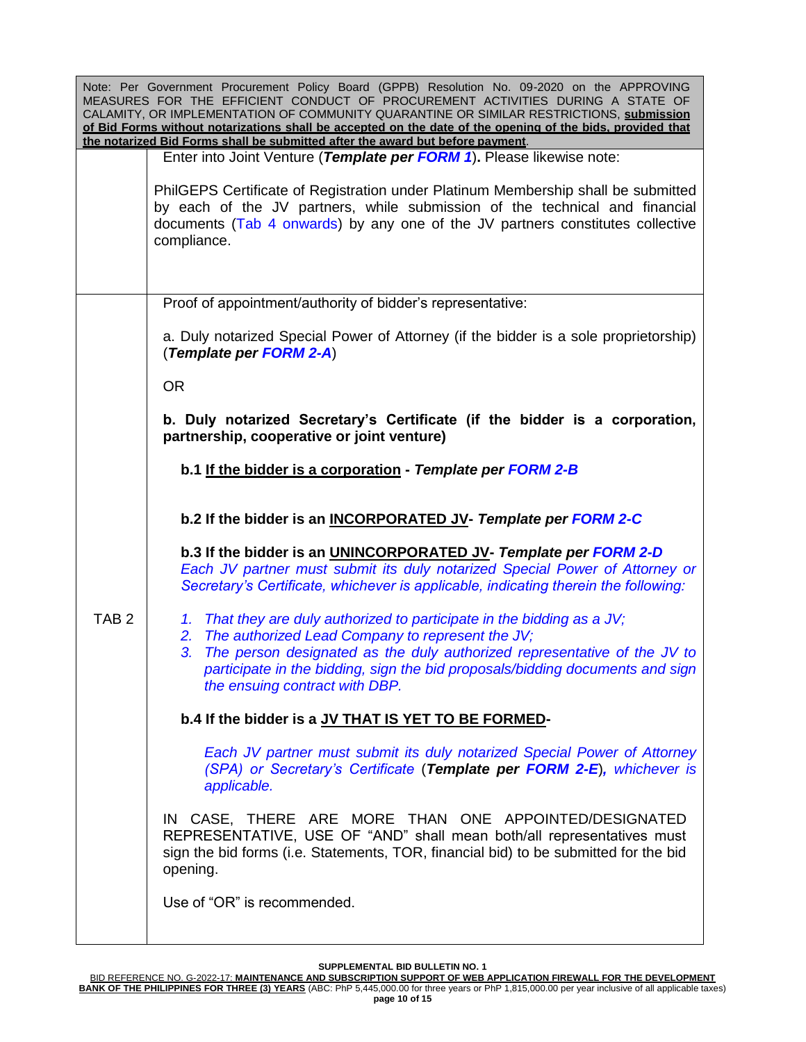| Note: Per Government Procurement Policy Board (GPPB) Resolution No. 09-2020 on the APPROVING MEASURES FOR THE EFFICIENT CONDUCT OF PROCUREMENT ACTIVITIES DURING A STATE OF CALAMITY, OR IMPLEMENTATION OF COMMUNITY QUARANTINE OR SIMILAR RESTRICTIONS, **submission of Bid Forms without notarizations shall be accepted on the date of the opening of the bids, provided that the notarized Bid Forms shall be submitted after the award but before payment**. | |
|---|---|
| | Enter into Joint Venture (***Template per FORM 1***)**.** Please likewise note:<br><br>PhilGEPS Certificate of Registration under Platinum Membership shall be submitted by each of the JV partners, while submission of the technical and financial documents (Tab 4 onwards) by any one of the JV partners constitutes collective compliance. |
| TAB 2 | Proof of appointment/authority of bidder's representative:<br><br>a. Duly notarized Special Power of Attorney (if the bidder is a sole proprietorship) (***Template per FORM 2-A***)<br><br>OR<br><br>**b. Duly notarized Secretary's Certificate (if the bidder is a corporation, partnership, cooperative or joint venture)**<br><br>**b.1 <u>If the bidder is a corporation</u> - *Template per FORM 2-B***<br><br>**b.2 If the bidder is an <u>INCORPORATED JV</u>- *Template per FORM 2-C***<br><br>**b.3 If the bidder is an <u>UNINCORPORATED JV</u>- *Template per FORM 2-D***<br>*Each JV partner must submit its duly notarized Special Power of Attorney or Secretary's Certificate, whichever is applicable, indicating therein the following:*<br><br>*1. That they are duly authorized to participate in the bidding as a JV;*<br>*2. The authorized Lead Company to represent the JV;*<br>*3. The person designated as the duly authorized representative of the JV to participate in the bidding, sign the bid proposals/bidding documents and sign the ensuing contract with DBP.*<br><br>**b.4 If the bidder is a <u>JV THAT IS YET TO BE FORMED</u>-**<br><br>*Each JV partner must submit its duly notarized Special Power of Attorney (SPA) or Secretary's Certificate* (***Template per FORM 2-E***)***,*** *whichever is applicable.*<br><br>IN CASE, THERE ARE MORE THAN ONE APPOINTED/DESIGNATED REPRESENTATIVE, USE OF "AND" shall mean both/all representatives must sign the bid forms (i.e. Statements, TOR, financial bid) to be submitted for the bid opening.<br><br>Use of "OR" is recommended. |

**SUPPLEMENTAL BID BULLETIN NO. 1**

BID REFERENCE NO. G-2022-17: **MAINTENANCE AND SUBSCRIPTION SUPPORT OF WEB APPLICATION FIREWALL FOR THE DEVELOPMENT BANK OF THE PHILIPPINES FOR THREE (3) YEARS** (ABC: PhP 5,445,000.00 for three years or PhP 1,815,000.00 per year inclusive of all applicable taxes)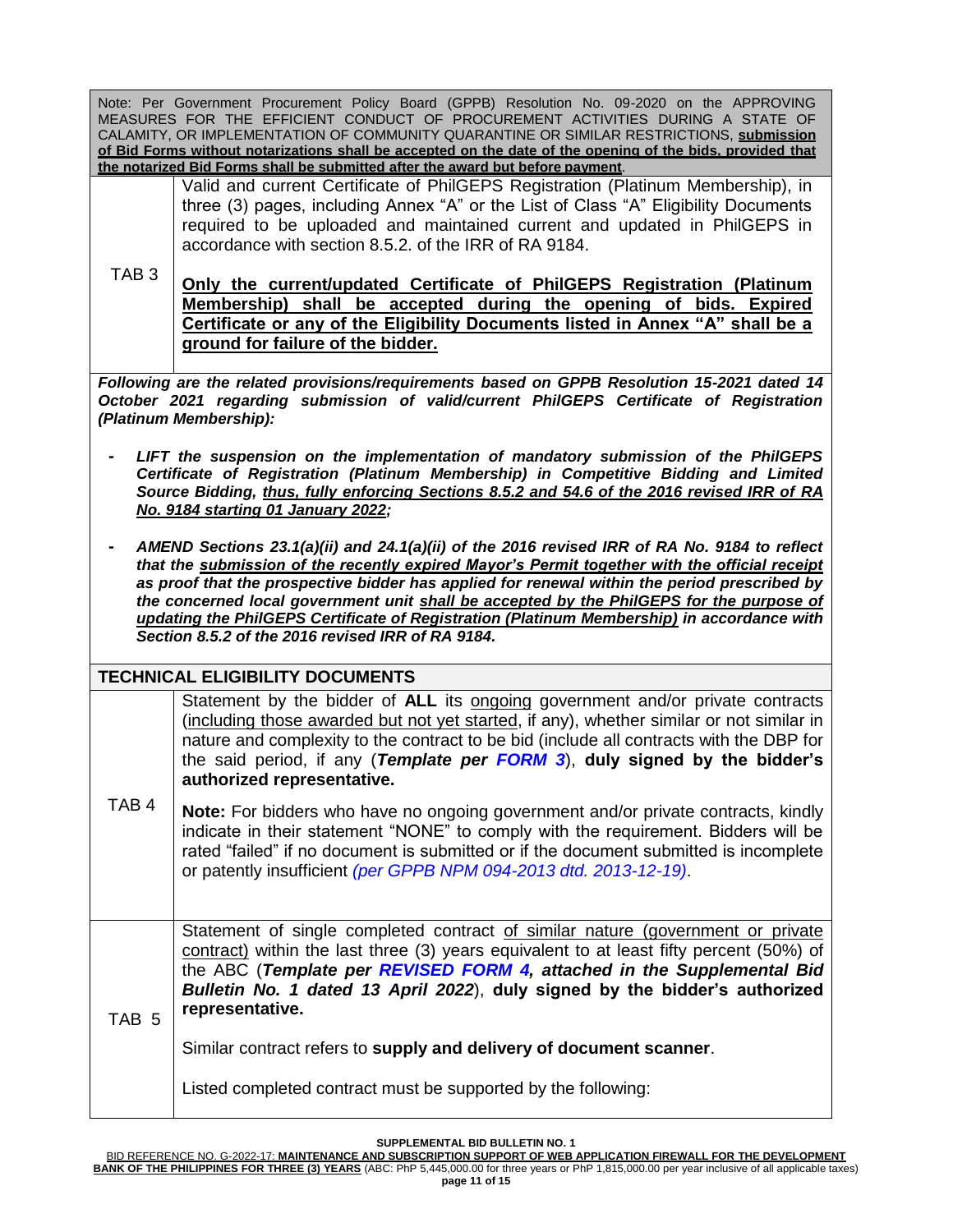Note: Per Government Procurement Policy Board (GPPB) Resolution No. 09-2020 on the APPROVING MEASURES FOR THE EFFICIENT CONDUCT OF PROCUREMENT ACTIVITIES DURING A STATE OF CALAMITY, OR IMPLEMENTATION OF COMMUNITY QUARANTINE OR SIMILAR RESTRICTIONS, **submission of Bid Forms without notarizations shall be accepted on the date of the opening of the bids, provided that the notarized Bid Forms shall be submitted after the award but before payment**.

| | |
|---|---|
| TAB 3 | Valid and current Certificate of PhilGEPS Registration (Platinum Membership), in three (3) pages, including Annex "A" or the List of Class "A" Eligibility Documents required to be uploaded and maintained current and updated in PhilGEPS in accordance with section 8.5.2. of the IRR of RA 9184.<br><br>**Only the current/updated Certificate of PhilGEPS Registration (Platinum Membership) shall be accepted during the opening of bids. Expired Certificate or any of the Eligibility Documents listed in Annex "A" shall be a ground for failure of the bidder.** |

***Following are the related provisions/requirements based on GPPB Resolution 15-2021 dated 14 October 2021 regarding submission of valid/current PhilGEPS Certificate of Registration (Platinum Membership):***

- ***LIFT the suspension on the implementation of mandatory submission of the PhilGEPS Certificate of Registration (Platinum Membership) in Competitive Bidding and Limited Source Bidding, thus, fully enforcing Sections 8.5.2 and 54.6 of the 2016 revised IRR of RA No. 9184 starting 01 January 2022;***
- ***AMEND Sections 23.1(a)(ii) and 24.1(a)(ii) of the 2016 revised IRR of RA No. 9184 to reflect that the submission of the recently expired Mayor's Permit together with the official receipt as proof that the prospective bidder has applied for renewal within the period prescribed by the concerned local government unit shall be accepted by the PhilGEPS for the purpose of updating the PhilGEPS Certificate of Registration (Platinum Membership) in accordance with Section 8.5.2 of the 2016 revised IRR of RA 9184.***

**TECHNICAL ELIGIBILITY DOCUMENTS**

| | |
|---|---|
| TAB 4 | Statement by the bidder of **ALL** its ongoing government and/or private contracts (including those awarded but not yet started, if any), whether similar or not similar in nature and complexity to the contract to be bid (include all contracts with the DBP for the said period, if any (***Template per FORM 3***), **duly signed by the bidder's authorized representative.**<br><br>**Note:** For bidders who have no ongoing government and/or private contracts, kindly indicate in their statement "NONE" to comply with the requirement. Bidders will be rated "failed" if no document is submitted or if the document submitted is incomplete or patently insufficient *(per GPPB NPM 094-2013 dtd. 2013-12-19)*. |
| TAB 5 | Statement of single completed contract of similar nature (government or private contract) within the last three (3) years equivalent to at least fifty percent (50%) of the ABC (***Template per REVISED FORM 4, attached in the Supplemental Bid Bulletin No. 1 dated 13 April 2022***), **duly signed by the bidder's authorized representative.**<br><br>Similar contract refers to **supply and delivery of document scanner**.<br><br>Listed completed contract must be supported by the following: |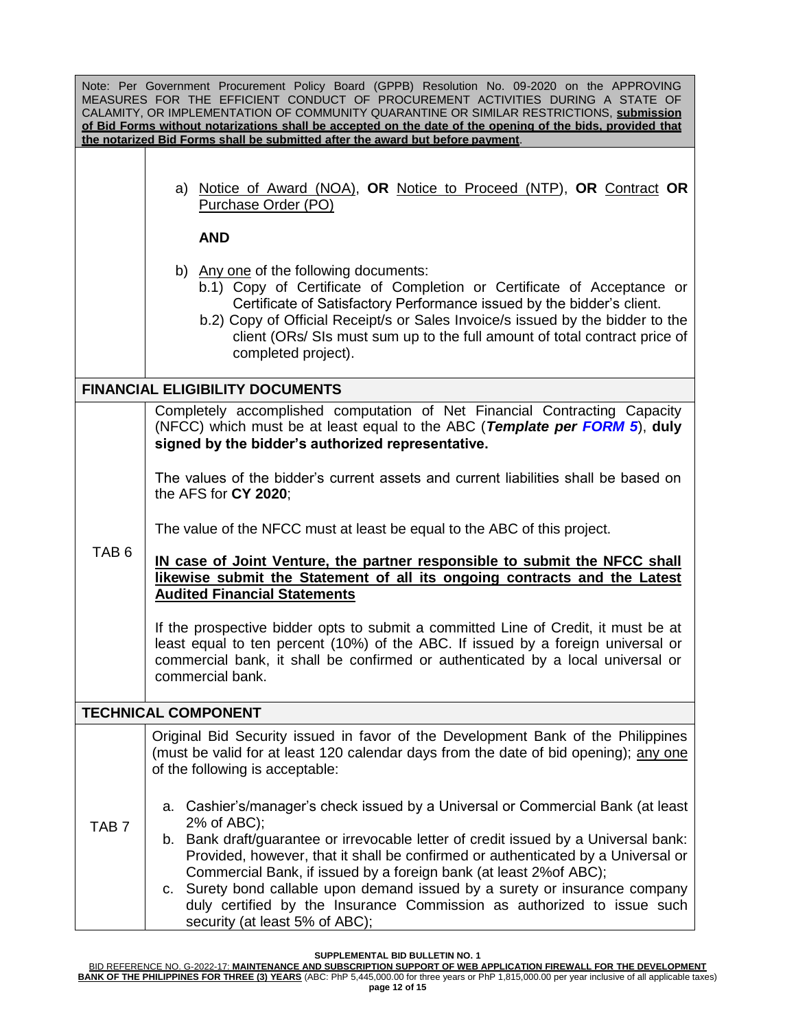| Note: Per Government Procurement Policy Board (GPPB) Resolution No. 09-2020 on the APPROVING MEASURES FOR THE EFFICIENT CONDUCT OF PROCUREMENT ACTIVITIES DURING A STATE OF CALAMITY, OR IMPLEMENTATION OF COMMUNITY QUARANTINE OR SIMILAR RESTRICTIONS, **submission of Bid Forms without notarizations shall be accepted on the date of the opening of the bids, provided that the notarized Bid Forms shall be submitted after the award but before payment**. | |
|---|---|
| | a) Notice of Award (NOA), **OR** Notice to Proceed (NTP), **OR** Contract **OR** Purchase Order (PO)<br><br>**AND**<br><br>b) Any one of the following documents:<br>b.1) Copy of Certificate of Completion or Certificate of Acceptance or Certificate of Satisfactory Performance issued by the bidder's client.<br>b.2) Copy of Official Receipt/s or Sales Invoice/s issued by the bidder to the client (ORs/ SIs must sum up to the full amount of total contract price of completed project). |
| **FINANCIAL ELIGIBILITY DOCUMENTS** | |
| TAB 6 | Completely accomplished computation of Net Financial Contracting Capacity (NFCC) which must be at least equal to the ABC (***Template per FORM 5***), **duly signed by the bidder's authorized representative.**<br><br>The values of the bidder's current assets and current liabilities shall be based on the AFS for **CY 2020**;<br><br>The value of the NFCC must at least be equal to the ABC of this project.<br><br>**IN case of Joint Venture, the partner responsible to submit the NFCC shall likewise submit the Statement of all its ongoing contracts and the Latest Audited Financial Statements**<br><br>If the prospective bidder opts to submit a committed Line of Credit, it must be at least equal to ten percent (10%) of the ABC. If issued by a foreign universal or commercial bank, it shall be confirmed or authenticated by a local universal or commercial bank. |
| **TECHNICAL COMPONENT** | |
| TAB 7 | Original Bid Security issued in favor of the Development Bank of the Philippines (must be valid for at least 120 calendar days from the date of bid opening); any one of the following is acceptable:<br><br>a. Cashier's/manager's check issued by a Universal or Commercial Bank (at least 2% of ABC);<br>b. Bank draft/guarantee or irrevocable letter of credit issued by a Universal bank: Provided, however, that it shall be confirmed or authenticated by a Universal or Commercial Bank, if issued by a foreign bank (at least 2%of ABC);<br>c. Surety bond callable upon demand issued by a surety or insurance company duly certified by the Insurance Commission as authorized to issue such security (at least 5% of ABC); |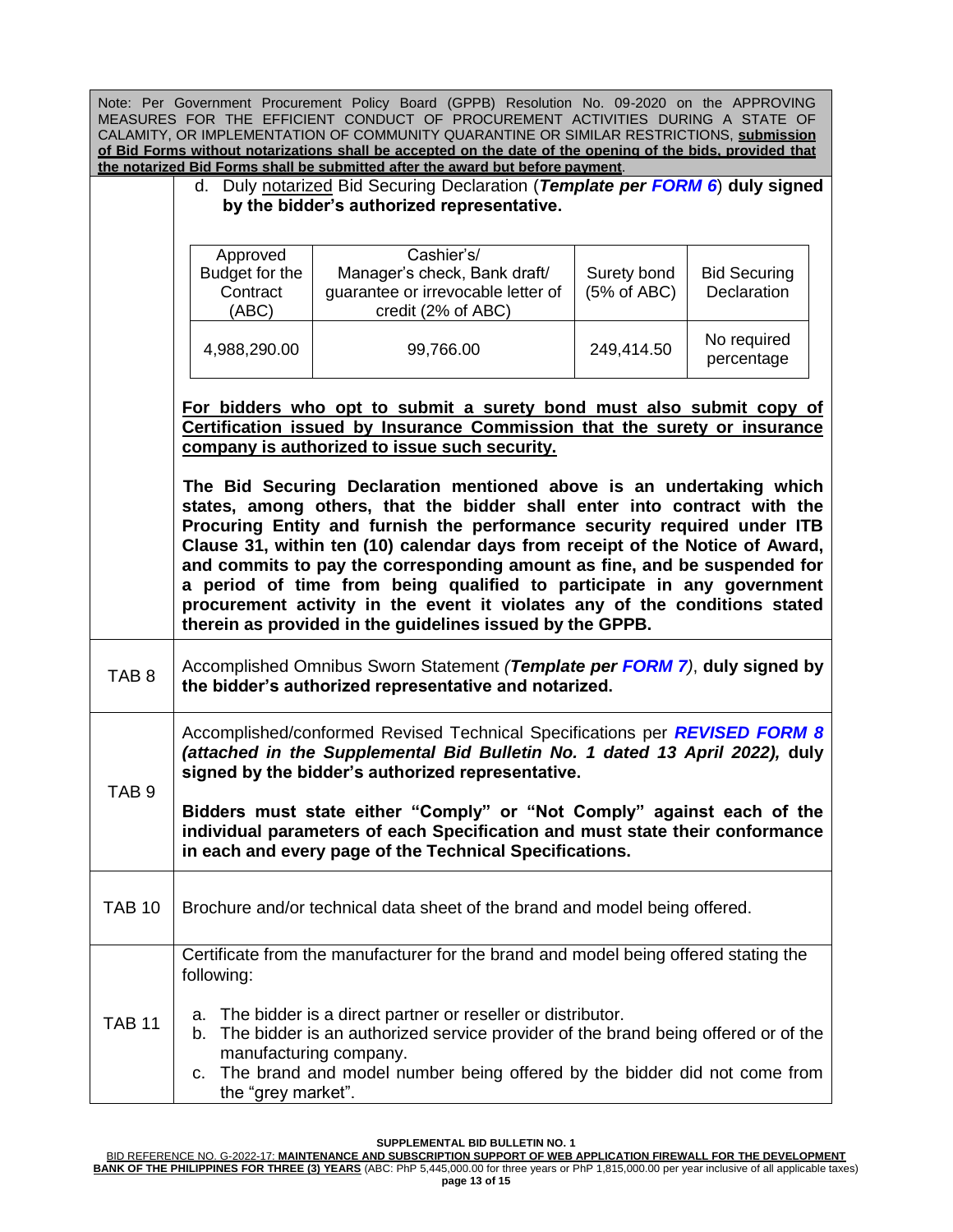Note: Per Government Procurement Policy Board (GPPB) Resolution No. 09-2020 on the APPROVING MEASURES FOR THE EFFICIENT CONDUCT OF PROCUREMENT ACTIVITIES DURING A STATE OF CALAMITY, OR IMPLEMENTATION OF COMMUNITY QUARANTINE OR SIMILAR RESTRICTIONS, **submission of Bid Forms without notarizations shall be accepted on the date of the opening of the bids, provided that the notarized Bid Forms shall be submitted after the award but before payment**.

d. Duly notarized Bid Securing Declaration (***Template per FORM 6***) **duly signed by the bidder's authorized representative.**

| Approved Budget for the Contract (ABC) | Cashier's/ Manager's check, Bank draft/ guarantee or irrevocable letter of credit (2% of ABC) | Surety bond (5% of ABC) | Bid Securing Declaration |
|---|---|---|---|
| 4,988,290.00 | 99,766.00 | 249,414.50 | No required percentage |

**For bidders who opt to submit a surety bond must also submit copy of Certification issued by Insurance Commission that the surety or insurance company is authorized to issue such security.**

**The Bid Securing Declaration mentioned above is an undertaking which states, among others, that the bidder shall enter into contract with the Procuring Entity and furnish the performance security required under ITB Clause 31, within ten (10) calendar days from receipt of the Notice of Award, and commits to pay the corresponding amount as fine, and be suspended for a period of time from being qualified to participate in any government procurement activity in the event it violates any of the conditions stated therein as provided in the guidelines issued by the GPPB.**

| | |
|---|---|
| TAB 8 | Accomplished Omnibus Sworn Statement *(**Template per FORM 7**)*, **duly signed by the bidder's authorized representative and notarized.** |
| TAB 9 | Accomplished/conformed Revised Technical Specifications per ***REVISED FORM 8 (attached in the Supplemental Bid Bulletin No. 1 dated 13 April 2022),* duly signed by the bidder's authorized representative.** <br><br> **Bidders must state either "Comply" or "Not Comply" against each of the individual parameters of each Specification and must state their conformance in each and every page of the Technical Specifications.** |
| TAB 10 | Brochure and/or technical data sheet of the brand and model being offered. |
| TAB 11 | Certificate from the manufacturer for the brand and model being offered stating the following: <br><br> a. The bidder is a direct partner or reseller or distributor. <br> b. The bidder is an authorized service provider of the brand being offered or of the manufacturing company. <br> c. The brand and model number being offered by the bidder did not come from the "grey market". |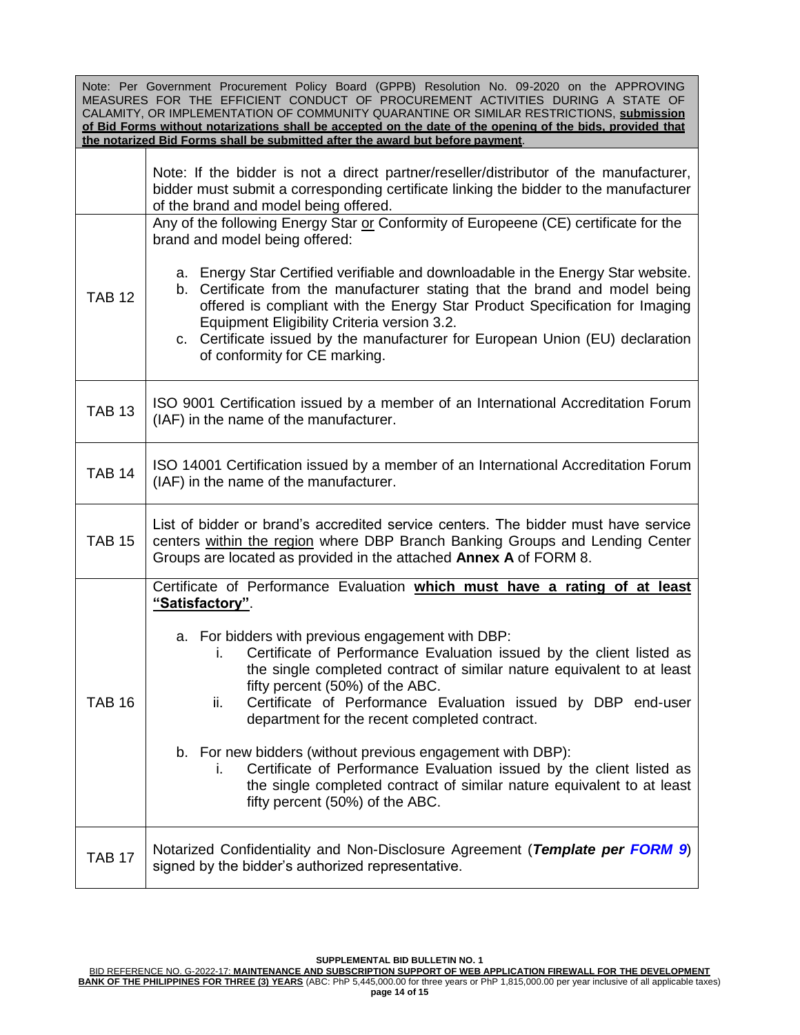| Note: Per Government Procurement Policy Board (GPPB) Resolution No. 09-2020 on the APPROVING MEASURES FOR THE EFFICIENT CONDUCT OF PROCUREMENT ACTIVITIES DURING A STATE OF CALAMITY, OR IMPLEMENTATION OF COMMUNITY QUARANTINE OR SIMILAR RESTRICTIONS, **submission of Bid Forms without notarizations shall be accepted on the date of the opening of the bids, provided that the notarized Bid Forms shall be submitted after the award but before payment**. | |
|---|---|
| | Note: If the bidder is not a direct partner/reseller/distributor of the manufacturer, bidder must submit a corresponding certificate linking the bidder to the manufacturer of the brand and model being offered. |
| TAB 12 | Any of the following Energy Star <u>or</u> Conformity of Europeene (CE) certificate for the brand and model being offered:<br><br>a. Energy Star Certified verifiable and downloadable in the Energy Star website.<br>b. Certificate from the manufacturer stating that the brand and model being offered is compliant with the Energy Star Product Specification for Imaging Equipment Eligibility Criteria version 3.2.<br>c. Certificate issued by the manufacturer for European Union (EU) declaration of conformity for CE marking. |
| TAB 13 | ISO 9001 Certification issued by a member of an International Accreditation Forum (IAF) in the name of the manufacturer. |
| TAB 14 | ISO 14001 Certification issued by a member of an International Accreditation Forum (IAF) in the name of the manufacturer. |
| TAB 15 | List of bidder or brand's accredited service centers. The bidder must have service centers <u>within the region</u> where DBP Branch Banking Groups and Lending Center Groups are located as provided in the attached **Annex A** of FORM 8. |
| TAB 16 | Certificate of Performance Evaluation **<u>which must have a rating of at least "Satisfactory"</u>**.<br><br>a. For bidders with previous engagement with DBP:<br>i. Certificate of Performance Evaluation issued by the client listed as the single completed contract of similar nature equivalent to at least fifty percent (50%) of the ABC.<br>ii. Certificate of Performance Evaluation issued by DBP end-user department for the recent completed contract.<br><br>b. For new bidders (without previous engagement with DBP):<br>i. Certificate of Performance Evaluation issued by the client listed as the single completed contract of similar nature equivalent to at least fifty percent (50%) of the ABC. |
| TAB 17 | Notarized Confidentiality and Non-Disclosure Agreement (***Template per FORM 9***) signed by the bidder's authorized representative. |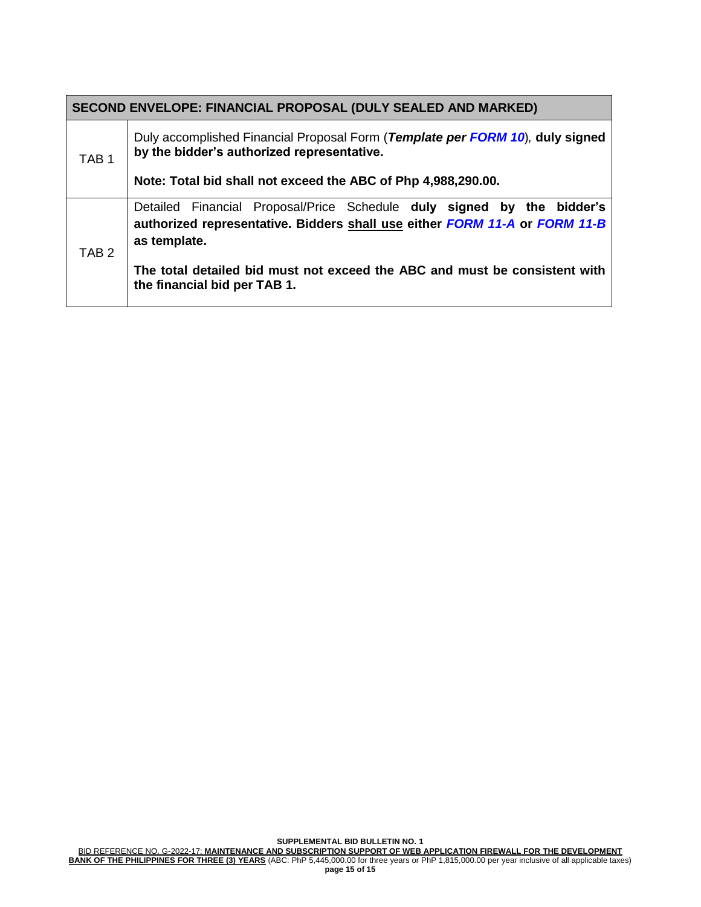| SECOND ENVELOPE: FINANCIAL PROPOSAL (DULY SEALED AND MARKED) | |
|---|---|
| TAB 1 | Duly accomplished Financial Proposal Form (***Template per FORM 10***), **duly signed by the bidder's authorized representative.**<br><br>**Note: Total bid shall not exceed the ABC of Php 4,988,290.00.** |
| TAB 2 | Detailed Financial Proposal/Price Schedule **duly signed by the bidder's authorized representative. Bidders shall use either *FORM 11-A* or *FORM 11-B* as template.**<br><br>**The total detailed bid must not exceed the ABC and must be consistent with the financial bid per TAB 1.** |